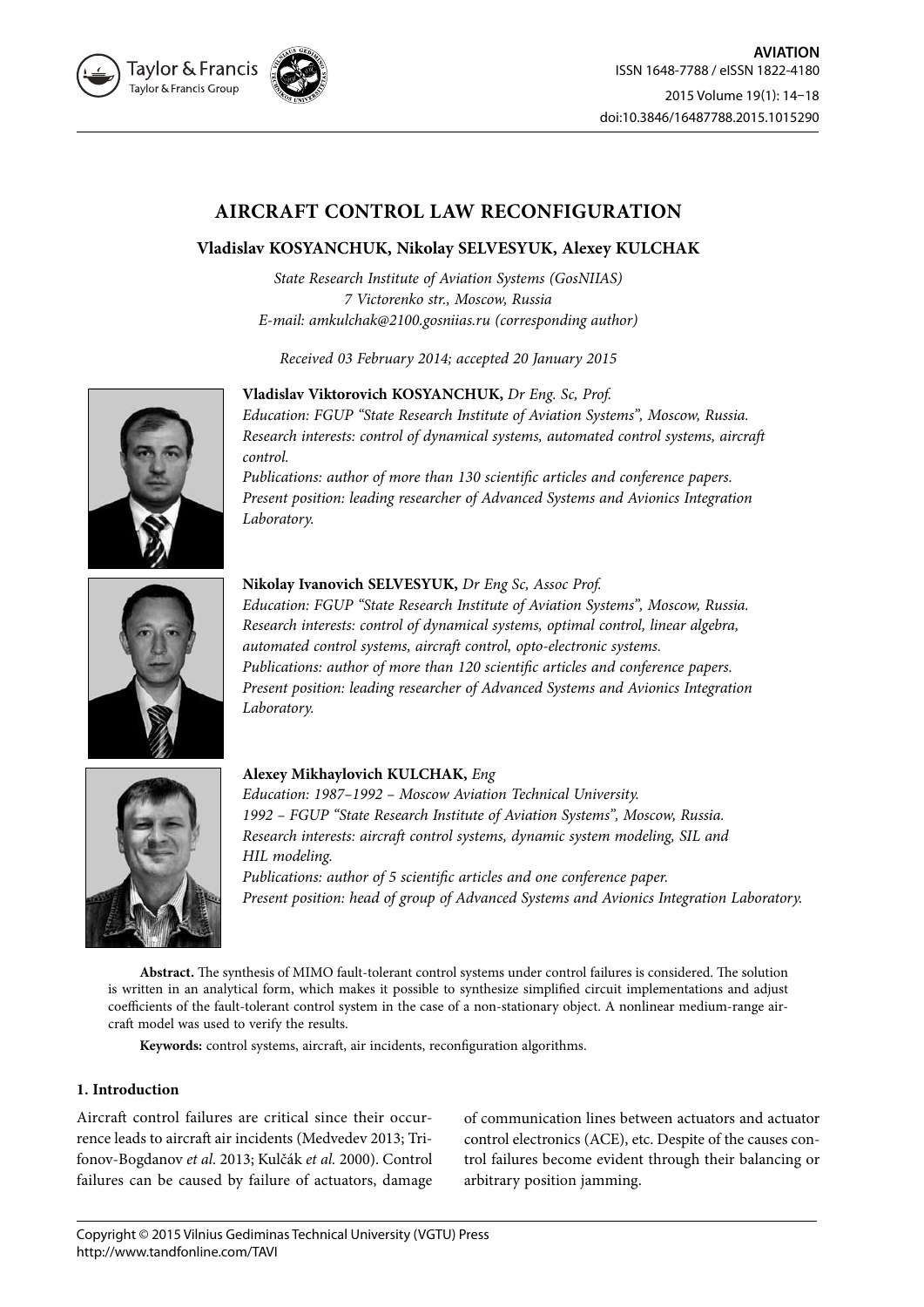# AIRCRAFT CONTROL LAW RECONFIGURATION

**Vladislav KOSYANCHUK, Nikolay SELVESYUK, Alexey KULCHAK**

*State Research Institute of Aviation Systems (GosNIIAS)*
*7 Victorenko str., Moscow, Russia*
*E-mail: amkulchak@2100.gosniias.ru (corresponding author)*

*Received 03 February 2014; accepted 20 January 2015*

**Vladislav Viktorovich KOSYANCHUK,** *Dr Eng. Sc, Prof.*
*Education: FGUP "State Research Institute of Aviation Systems", Moscow, Russia.*
*Research interests: control of dynamical systems, automated control systems, aircraft control.*
*Publications: author of more than 130 scientific articles and conference papers.*
*Present position: leading researcher of Advanced Systems and Avionics Integration Laboratory.*

**Nikolay Ivanovich SELVESYUK,** *Dr Eng Sc, Assoc Prof.*
*Education: FGUP "State Research Institute of Aviation Systems", Moscow, Russia.*
*Research interests: control of dynamical systems, optimal control, linear algebra, automated control systems, aircraft control, opto-electronic systems.*
*Publications: author of more than 120 scientific articles and conference papers.*
*Present position: leading researcher of Advanced Systems and Avionics Integration Laboratory.*

**Alexey Mikhaylovich KULCHAK,** *Eng*
*Education: 1987–1992 – Moscow Aviation Technical University.*
*1992 – FGUP "State Research Institute of Aviation Systems", Moscow, Russia.*
*Research interests: aircraft control systems, dynamic system modeling, SIL and HIL modeling.*
*Publications: author of 5 scientific articles and one conference paper.*
*Present position: head of group of Advanced Systems and Avionics Integration Laboratory.*

**Abstract.** The synthesis of MIMO fault-tolerant control systems under control failures is considered. The solution is written in an analytical form, which makes it possible to synthesize simplified circuit implementations and adjust coefficients of the fault-tolerant control system in the case of a non-stationary object. A nonlinear medium-range aircraft model was used to verify the results.

**Keywords:** control systems, aircraft, air incidents, reconfiguration algorithms.

## 1. Introduction

Aircraft control failures are critical since their occurrence leads to aircraft air incidents (Medvedev 2013; Trifonov-Bogdanov *et al.* 2013; Kulčák *et al.* 2000). Control failures can be caused by failure of actuators, damage of communication lines between actuators and actuator control electronics (ACE), etc. Despite of the causes control failures become evident through their balancing or arbitrary position jamming.

Copyright © 2015 Vilnius Gediminas Technical University (VGTU) Press
http://www.tandfonline.com/TAVI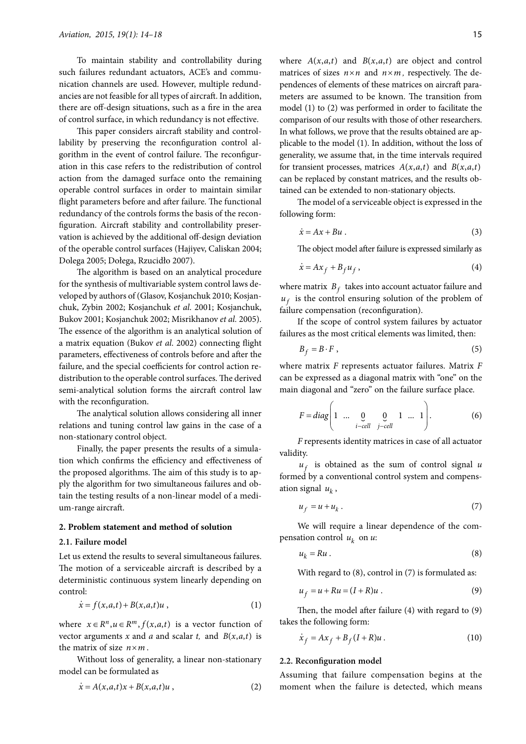To maintain stability and controllability during such failures redundant actuators, ACE's and communication channels are used. However, multiple redundancies are not feasible for all types of aircraft. In addition, there are off-design situations, such as a fire in the area of control surface, in which redundancy is not effective.

This paper considers aircraft stability and controllability by preserving the reconfiguration control algorithm in the event of control failure. The reconfiguration in this case refers to the redistribution of control action from the damaged surface onto the remaining operable control surfaces in order to maintain similar flight parameters before and after failure. The functional redundancy of the controls forms the basis of the reconfiguration. Aircraft stability and controllability preservation is achieved by the additional off-design deviation of the operable control surfaces (Hajiyev, Caliskan 2004; Dolega 2005; Dołęga, Rzucidło 2007).

The algorithm is based on an analytical procedure for the synthesis of multivariable system control laws developed by authors of (Glasov, Kosjanchuk 2010; Kosjanchuk, Zybin 2002; Kosjanchuk *et al.* 2001; Kosjanchuk, Bukov 2001; Kosjanchuk 2002; Misrikhanov *et al.* 2005). The essence of the algorithm is an analytical solution of a matrix equation (Bukov *et al.* 2002) connecting flight parameters, effectiveness of controls before and after the failure, and the special coefficients for control action redistribution to the operable control surfaces. The derived semi-analytical solution forms the aircraft control law with the reconfiguration.

The analytical solution allows considering all inner relations and tuning control law gains in the case of a non-stationary control object.

Finally, the paper presents the results of a simulation which confirms the efficiency and effectiveness of the proposed algorithms. The aim of this study is to apply the algorithm for two simultaneous failures and obtain the testing results of a non-linear model of a medium-range aircraft.

## 2. Problem statement and method of solution

### 2.1. Failure model

Let us extend the results to several simultaneous failures. The motion of a serviceable aircraft is described by a deterministic continuous system linearly depending on control:

$$\dot{x} = f(x,a,t) + B(x,a,t)u \,, \tag{1}$$

where $x \in R^n, u \in R^m, f(x,a,t)$ is a vector function of vector arguments $x$ and $a$ and scalar $t$, and $B(x,a,t)$ is the matrix of size $n \times m$.

Without loss of generality, a linear non-stationary model can be formulated as

$$\dot{x} = A(x,a,t)x + B(x,a,t)u \,, \tag{2}$$

where $A(x,a,t)$ and $B(x,a,t)$ are object and control matrices of sizes $n \times n$ and $n \times m$, respectively. The dependences of elements of these matrices on aircraft parameters are assumed to be known. The transition from model (1) to (2) was performed in order to facilitate the comparison of our results with those of other researchers. In what follows, we prove that the results obtained are applicable to the model (1). In addition, without the loss of generality, we assume that, in the time intervals required for transient processes, matrices $A(x,a,t)$ and $B(x,a,t)$ can be replaced by constant matrices, and the results obtained can be extended to non-stationary objects.

The model of a serviceable object is expressed in the following form:

$$\dot{x} = Ax + Bu \,. \tag{3}$$

The object model after failure is expressed similarly as

$$\dot{x} = Ax_f + B_f u_f \,, \tag{4}$$

where matrix $B_f$ takes into account actuator failure and $u_f$ is the control ensuring solution of the problem of failure compensation (reconfiguration).

If the scope of control system failures by actuator failures as the most critical elements was limited, then:

$$B_f = B \cdot F \,, \tag{5}$$

where matrix $F$ represents actuator failures. Matrix $F$ can be expressed as a diagonal matrix with "one" on the main diagonal and "zero" on the failure surface place.

$$F = diag\left(1 \;\; \ldots \;\; \underset{i-cell}{\underbrace{0}} \;\;\; \underset{j-cell}{\underbrace{0}} \;\; 1 \;\; \ldots \;\; 1\right). \tag{6}$$

$F$ represents identity matrices in case of all actuator validity.

$u_f$ is obtained as the sum of control signal $u$ formed by a conventional control system and compensation signal $u_k$,

$$u_f = u + u_k \,. \tag{7}$$

We will require a linear dependence of the compensation control $u_k$ on $u$:

$$u_k = Ru \,. \tag{8}$$

With regard to (8), control in (7) is formulated as:

$$u_f = u + Ru = (I + R)u \,. \tag{9}$$

Then, the model after failure (4) with regard to (9) takes the following form:

$$\dot{x}_f = Ax_f + B_f (I + R)u \,. \tag{10}$$

### 2.2. Reconfiguration model

Assuming that failure compensation begins at the moment when the failure is detected, which means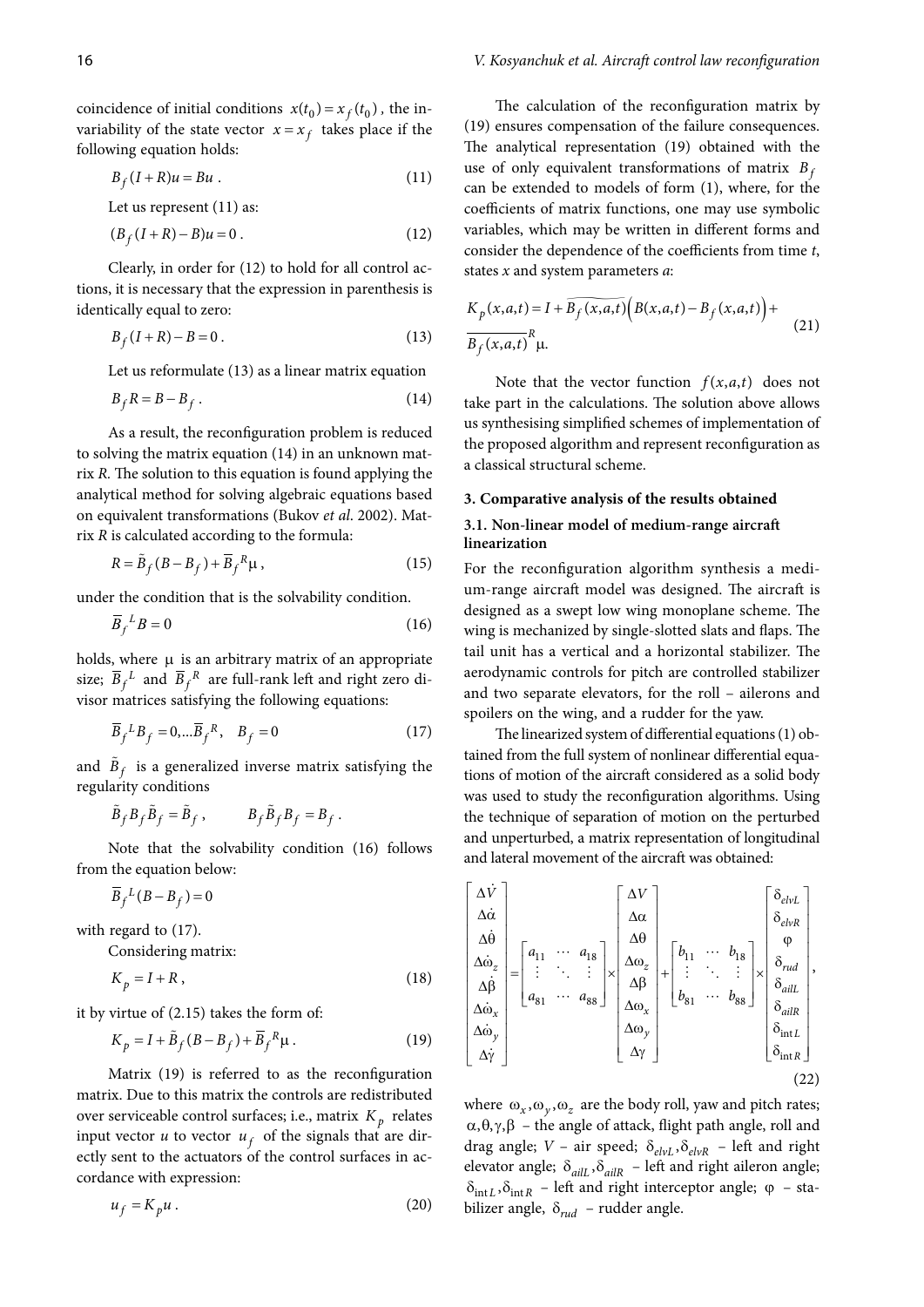coincidence of initial conditions $x(t_0) = x_f(t_0)$, the invariability of the state vector $x = x_f$ takes place if the following equation holds:

$$B_f(I+R)u = Bu\,. \tag{11}$$

Let us represent (11) as:

$$(B_f(I+R) - B)u = 0\,. \tag{12}$$

Clearly, in order for (12) to hold for all control actions, it is necessary that the expression in parenthesis is identically equal to zero:

$$B_f(I+R) - B = 0\,. \tag{13}$$

Let us reformulate (13) as a linear matrix equation

$$B_f R = B - B_f\,. \tag{14}$$

As a result, the reconfiguration problem is reduced to solving the matrix equation (14) in an unknown matrix *R*. The solution to this equation is found applying the analytical method for solving algebraic equations based on equivalent transformations (Bukov *et al*. 2002). Matrix *R* is calculated according to the formula:

$$R = \tilde{B}_f(B - B_f) + \overline{B}_f^{\,R}\mu\,, \tag{15}$$

under the condition that is the solvability condition.

$$\overline{B}_f^{\,L} B = 0 \tag{16}$$

holds, where $\mu$ is an arbitrary matrix of an appropriate size; $\overline{B}_f^{\,L}$ and $\overline{B}_f^{\,R}$ are full-rank left and right zero divisor matrices satisfying the following equations:

$$\overline{B}_f^{\,L} B_f = 0, \ldots \overline{B}_f^{\,R},\quad B_f = 0 \tag{17}$$

and $\tilde{B}_f$ is a generalized inverse matrix satisfying the regularity conditions

$$\tilde{B}_f B_f \tilde{B}_f = \tilde{B}_f\,, \qquad B_f \tilde{B}_f B_f = B_f\,.$$

Note that the solvability condition (16) follows from the equation below:

$$\overline{B}_f^{\,L}(B - B_f) = 0$$

with regard to (17).

Considering matrix:

$$K_p = I + R\,, \tag{18}$$

it by virtue of (2.15) takes the form of:

$$K_p = I + \tilde{B}_f(B - B_f) + \overline{B}_f^{\,R}\mu\,. \tag{19}$$

Matrix (19) is referred to as the reconfiguration matrix. Due to this matrix the controls are redistributed over serviceable control surfaces; i.e., matrix $K_p$ relates input vector $u$ to vector $u_f$ of the signals that are directly sent to the actuators of the control surfaces in accordance with expression:

$$u_f = K_p u\,. \tag{20}$$

The calculation of the reconfiguration matrix by (19) ensures compensation of the failure consequences. The analytical representation (19) obtained with the use of only equivalent transformations of matrix $B_f$ can be extended to models of form (1), where, for the coefficients of matrix functions, one may use symbolic variables, which may be written in different forms and consider the dependence of the coefficients from time *t*, states *x* and system parameters *a*:

$$K_p(x,a,t) = I + \widetilde{B_f(x,a,t)}\Big(B(x,a,t) - B_f(x,a,t)\Big) + \overline{B_f(x,a,t)}^{R}\mu. \tag{21}$$

Note that the vector function $f(x,a,t)$ does not take part in the calculations. The solution above allows us synthesising simplified schemes of implementation of the proposed algorithm and represent reconfiguration as a classical structural scheme.

## 3. Comparative analysis of the results obtained

### 3.1. Non-linear model of medium-range aircraft linearization

For the reconfiguration algorithm synthesis a medium-range aircraft model was designed. The aircraft is designed as a swept low wing monoplane scheme. The wing is mechanized by single-slotted slats and flaps. The tail unit has a vertical and a horizontal stabilizer. The aerodynamic controls for pitch are controlled stabilizer and two separate elevators, for the roll – ailerons and spoilers on the wing, and a rudder for the yaw.

The linearized system of differential equations (1) obtained from the full system of nonlinear differential equations of motion of the aircraft considered as a solid body was used to study the reconfiguration algorithms. Using the technique of separation of motion on the perturbed and unperturbed, a matrix representation of longitudinal and lateral movement of the aircraft was obtained:

$$\begin{bmatrix} \Delta\dot{V} \\ \Delta\dot{\alpha} \\ \Delta\dot{\theta} \\ \Delta\dot{\omega}_z \\ \Delta\dot{\beta} \\ \Delta\dot{\omega}_x \\ \Delta\dot{\omega}_y \\ \Delta\dot{\gamma} \end{bmatrix} = \begin{bmatrix} a_{11} & \cdots & a_{18} \\ \vdots & \ddots & \vdots \\ a_{81} & \cdots & a_{88} \end{bmatrix} \times \begin{bmatrix} \Delta V \\ \Delta\alpha \\ \Delta\theta \\ \Delta\omega_z \\ \Delta\beta \\ \Delta\omega_x \\ \Delta\omega_y \\ \Delta\gamma \end{bmatrix} + \begin{bmatrix} b_{11} & \cdots & b_{18} \\ \vdots & \ddots & \vdots \\ b_{81} & \cdots & b_{88} \end{bmatrix} \times \begin{bmatrix} \delta_{elvL} \\ \delta_{elvR} \\ \varphi \\ \delta_{rud} \\ \delta_{ailL} \\ \delta_{ailR} \\ \delta_{\text{int}L} \\ \delta_{\text{int}R} \end{bmatrix}, \tag{22}$$

where $\omega_x, \omega_y, \omega_z$ are the body roll, yaw and pitch rates; $\alpha, \theta, \gamma, \beta$ – the angle of attack, flight path angle, roll and drag angle; $V$ – air speed; $\delta_{elvL}, \delta_{elvR}$ – left and right elevator angle; $\delta_{ailL}, \delta_{ailR}$ – left and right aileron angle; $\delta_{\text{int}L}, \delta_{\text{int}R}$ – left and right interceptor angle; $\varphi$ – stabilizer angle, $\delta_{rud}$ – rudder angle.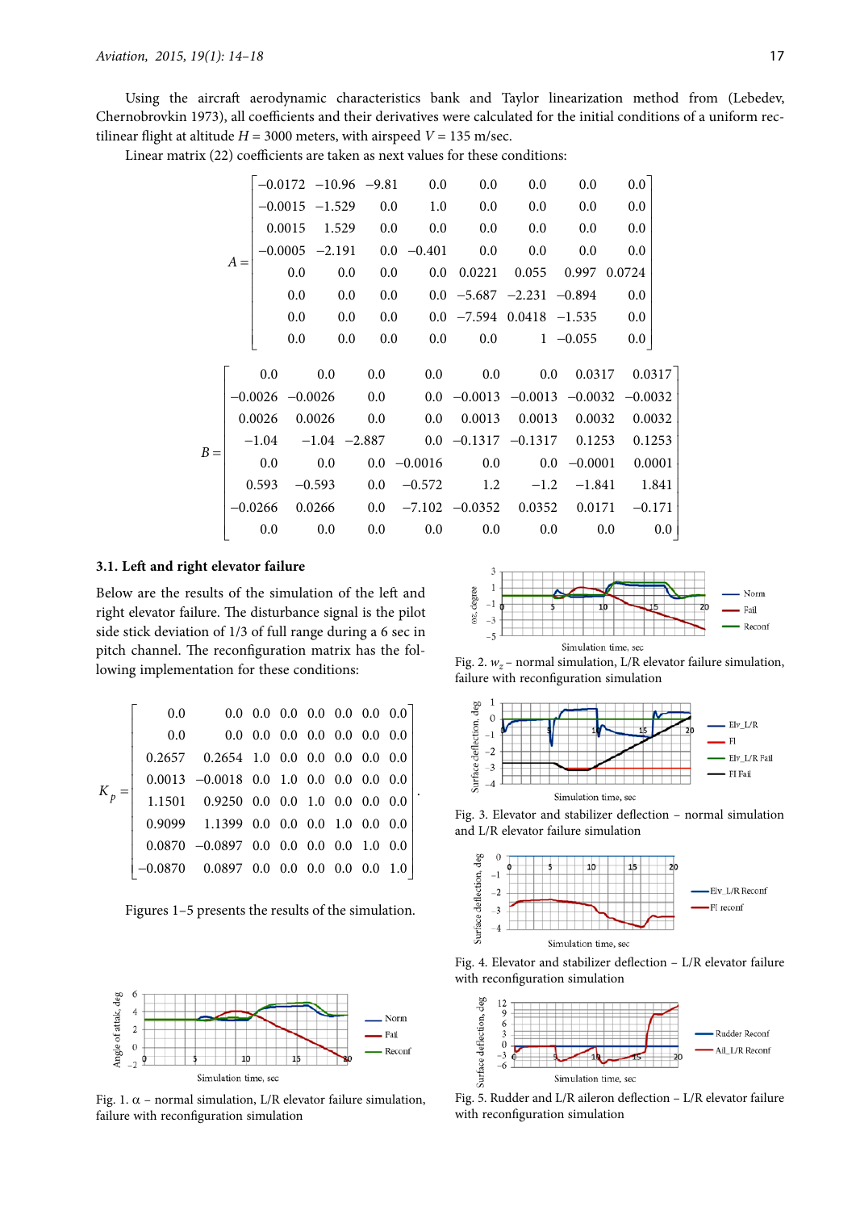Using the aircraft aerodynamic characteristics bank and Taylor linearization method from (Lebedev, Chernobrovkin 1973), all coefficients and their derivatives were calculated for the initial conditions of a uniform rectilinear flight at altitude $H$ = 3000 meters, with airspeed $V$ = 135 m/sec.

Linear matrix (22) coefficients are taken as next values for these conditions:

$$A = \begin{bmatrix} -0.0172 & -10.96 & -9.81 & 0.0 & 0.0 & 0.0 & 0.0 & 0.0 \\ -0.0015 & -1.529 & 0.0 & 1.0 & 0.0 & 0.0 & 0.0 & 0.0 \\ 0.0015 & 1.529 & 0.0 & 0.0 & 0.0 & 0.0 & 0.0 & 0.0 \\ -0.0005 & -2.191 & 0.0 & -0.401 & 0.0 & 0.0 & 0.0 & 0.0 \\ 0.0 & 0.0 & 0.0 & 0.0 & 0.0221 & 0.055 & 0.997 & 0.0724 \\ 0.0 & 0.0 & 0.0 & 0.0 & -5.687 & -2.231 & -0.894 & 0.0 \\ 0.0 & 0.0 & 0.0 & 0.0 & -7.594 & 0.0418 & -1.535 & 0.0 \\ 0.0 & 0.0 & 0.0 & 0.0 & 0.0 & 1 & -0.055 & 0.0 \end{bmatrix}$$

$$B = \begin{bmatrix} 0.0 & 0.0 & 0.0 & 0.0 & 0.0 & 0.0 & 0.0317 & 0.0317 \\ -0.0026 & -0.0026 & 0.0 & 0.0 & -0.0013 & -0.0013 & -0.0032 & -0.0032 \\ 0.0026 & 0.0026 & 0.0 & 0.0 & 0.0013 & 0.0013 & 0.0032 & 0.0032 \\ -1.04 & -1.04 & -2.887 & 0.0 & -0.1317 & -0.1317 & 0.1253 & 0.1253 \\ 0.0 & 0.0 & 0.0 & -0.0016 & 0.0 & 0.0 & -0.0001 & 0.0001 \\ 0.593 & -0.593 & 0.0 & -0.572 & 1.2 & -1.2 & -1.841 & 1.841 \\ -0.0266 & 0.0266 & 0.0 & -7.102 & -0.0352 & 0.0352 & 0.0171 & -0.171 \\ 0.0 & 0.0 & 0.0 & 0.0 & 0.0 & 0.0 & 0.0 & 0.0 \end{bmatrix}$$

### 3.1. Left and right elevator failure

Below are the results of the simulation of the left and right elevator failure. The disturbance signal is the pilot side stick deviation of 1/3 of full range during a 6 sec in pitch channel. The reconfiguration matrix has the following implementation for these conditions:

$$K_p = \begin{bmatrix} 0.0 & 0.0 & 0.0 & 0.0 & 0.0 & 0.0 & 0.0 & 0.0 \\ 0.0 & 0.0 & 0.0 & 0.0 & 0.0 & 0.0 & 0.0 & 0.0 \\ 0.2657 & 0.2654 & 1.0 & 0.0 & 0.0 & 0.0 & 0.0 & 0.0 \\ 0.0013 & -0.0018 & 0.0 & 1.0 & 0.0 & 0.0 & 0.0 & 0.0 \\ 1.1501 & 0.9250 & 0.0 & 0.0 & 1.0 & 0.0 & 0.0 & 0.0 \\ 0.9099 & 1.1399 & 0.0 & 0.0 & 0.0 & 1.0 & 0.0 & 0.0 \\ 0.0870 & -0.0897 & 0.0 & 0.0 & 0.0 & 0.0 & 1.0 & 0.0 \\ -0.0870 & 0.0897 & 0.0 & 0.0 & 0.0 & 0.0 & 0.0 & 1.0 \end{bmatrix}.$$

Figures 1–5 presents the results of the simulation.

Fig. 1. $\alpha$ – normal simulation, L/R elevator failure simulation, failure with reconfiguration simulation

Fig. 2. $w_z$ – normal simulation, L/R elevator failure simulation, failure with reconfiguration simulation

Fig. 3. Elevator and stabilizer deflection – normal simulation and L/R elevator failure simulation

Fig. 4. Elevator and stabilizer deflection – L/R elevator failure with reconfiguration simulation

Fig. 5. Rudder and L/R aileron deflection – L/R elevator failure with reconfiguration simulation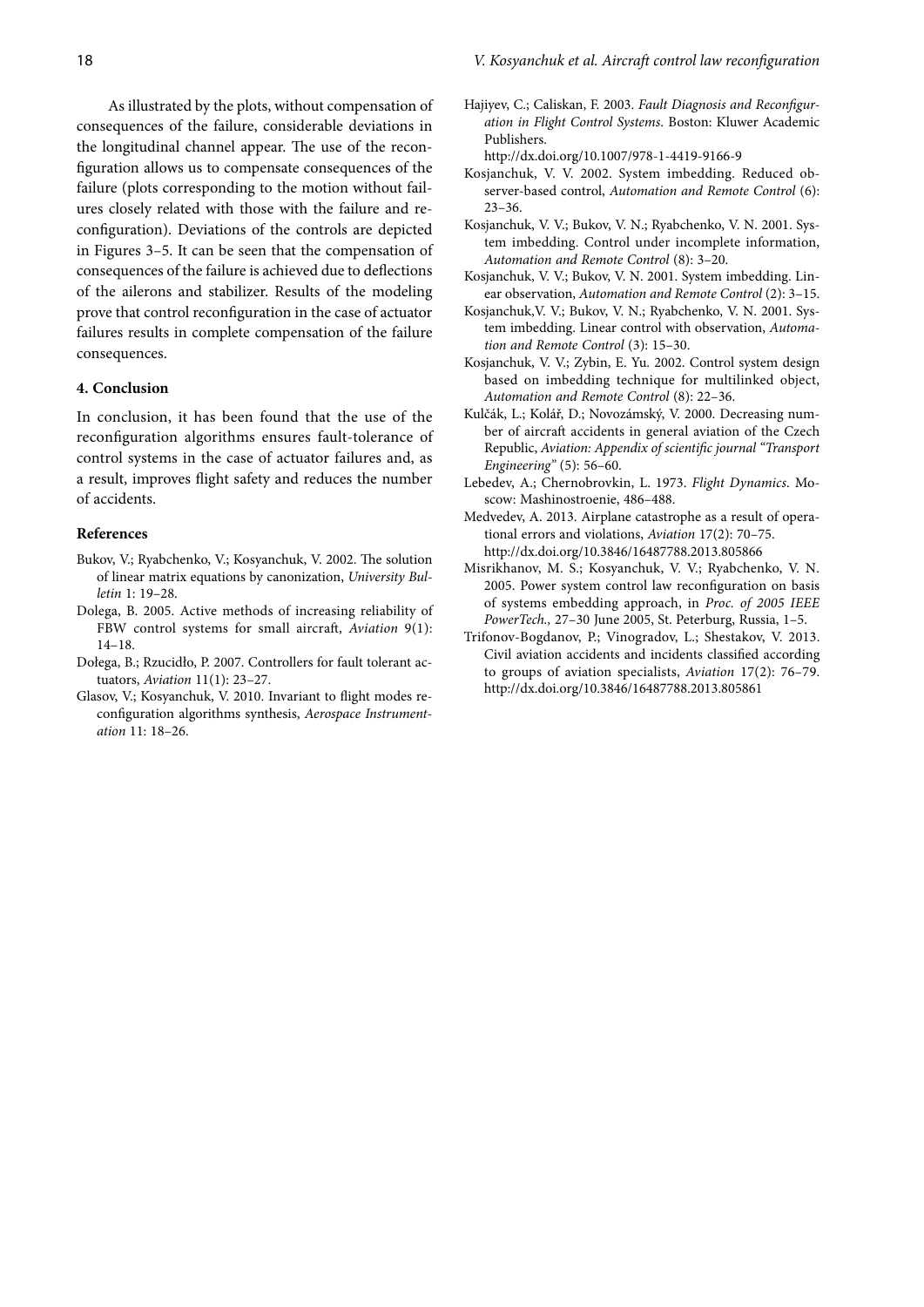As illustrated by the plots, without compensation of consequences of the failure, considerable deviations in the longitudinal channel appear. The use of the reconfiguration allows us to compensate consequences of the failure (plots corresponding to the motion without failures closely related with those with the failure and reconfiguration). Deviations of the controls are depicted in Figures 3–5. It can be seen that the compensation of consequences of the failure is achieved due to deflections of the ailerons and stabilizer. Results of the modeling prove that control reconfiguration in the case of actuator failures results in complete compensation of the failure consequences.

## 4. Conclusion

In conclusion, it has been found that the use of the reconfiguration algorithms ensures fault-tolerance of control systems in the case of actuator failures and, as a result, improves flight safety and reduces the number of accidents.

## References

Bukov, V.; Ryabchenko, V.; Kosyanchuk, V. 2002. The solution of linear matrix equations by canonization, *University Bulletin* 1: 19–28.

Dolega, B. 2005. Active methods of increasing reliability of FBW control systems for small aircraft, *Aviation* 9(1): 14–18.

Dołega, B.; Rzucidło, P. 2007. Controllers for fault tolerant actuators, *Aviation* 11(1): 23–27.

Glasov, V.; Kosyanchuk, V. 2010. Invariant to flight modes reconfiguration algorithms synthesis, *Aerospace Instrumentation* 11: 18–26.

Hajiyev, C.; Caliskan, F. 2003. *Fault Diagnosis and Reconfiguration in Flight Control Systems*. Boston: Kluwer Academic Publishers. http://dx.doi.org/10.1007/978-1-4419-9166-9

Kosjanchuk, V. V. 2002. System imbedding. Reduced observer-based control, *Automation and Remote Control* (6): 23–36.

Kosjanchuk, V. V.; Bukov, V. N.; Ryabchenko, V. N. 2001. System imbedding. Control under incomplete information, *Automation and Remote Control* (8): 3–20.

Kosjanchuk, V. V.; Bukov, V. N. 2001. System imbedding. Linear observation, *Automation and Remote Control* (2): 3–15.

Kosjanchuk,V. V.; Bukov, V. N.; Ryabchenko, V. N. 2001. System imbedding. Linear control with observation, *Automation and Remote Control* (3): 15–30.

Kosjanchuk, V. V.; Zybin, E. Yu. 2002. Control system design based on imbedding technique for multilinked object, *Automation and Remote Control* (8): 22–36.

Kulčák, L.; Kolář, D.; Novozámský, V. 2000. Decreasing number of aircraft accidents in general aviation of the Czech Republic, *Aviation: Appendix of scientific journal "Transport Engineering"* (5): 56–60.

Lebedev, A.; Chernobrovkin, L. 1973. *Flight Dynamics*. Moscow: Mashinostroenie, 486–488.

Medvedev, A. 2013. Airplane catastrophe as a result of operational errors and violations, *Aviation* 17(2): 70–75. http://dx.doi.org/10.3846/16487788.2013.805866

Misrikhanov, M. S.; Kosyanchuk, V. V.; Ryabchenko, V. N. 2005. Power system control law reconfiguration on basis of systems embedding approach, in *Proc. of 2005 IEEE PowerTech.,* 27–30 June 2005, St. Peterburg, Russia, 1–5.

Trifonov-Bogdanov, P.; Vinogradov, L.; Shestakov, V. 2013. Civil aviation accidents and incidents classified according to groups of aviation specialists, *Aviation* 17(2): 76–79. http://dx.doi.org/10.3846/16487788.2013.805861